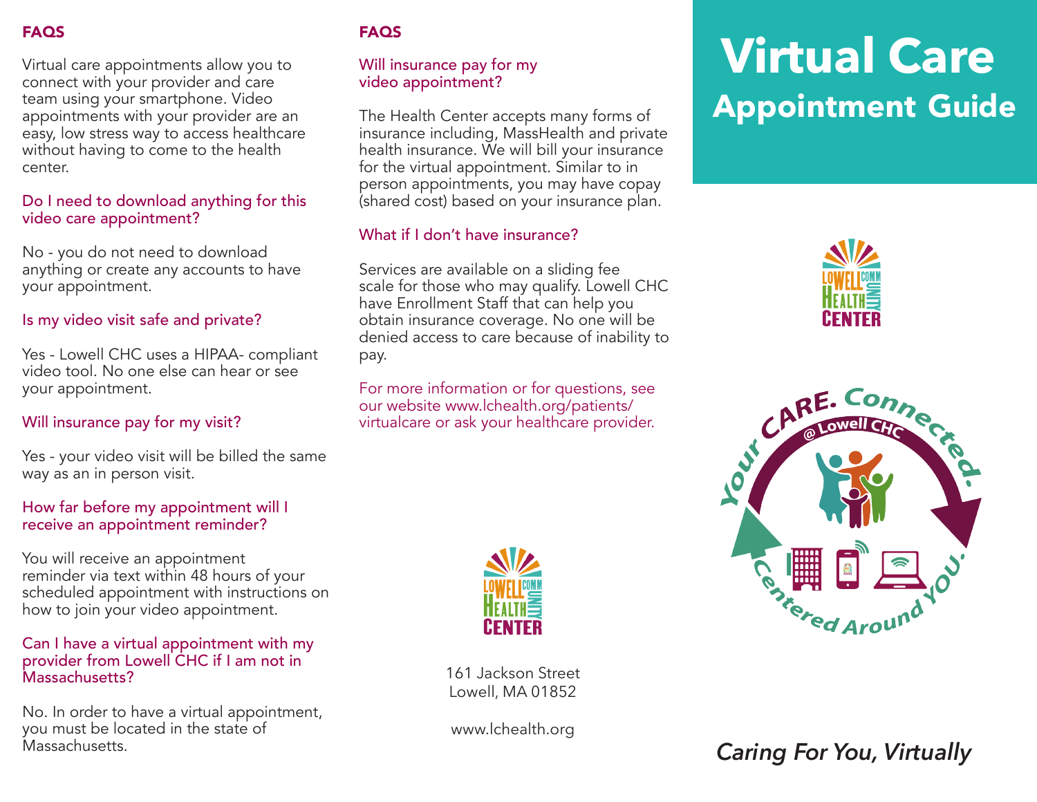## FAQS

Virtual care appointments allow you to connect with your provider and care team using your smartphone. Video appointments with your provider are an easy, low stress way to access healthcare without having to come to the health center.

### Do I need to download anything for this video care appointment?

No - you do not need to download anything or create any accounts to have your appointment.

### Is my video visit safe and private?

Yes - Lowell CHC uses a HIPAA- compliant video tool. No one else can hear or see your appointment.

### Will insurance pay for my visit?

Yes - your video visit will be billed the same way as an in person visit.

### How far before my appointment will I receive an appointment reminder?

You will receive an appointment reminder via text within 48 hours of your scheduled appointment with instructions on how to join your video appointment.

### Can I have a virtual appointment with my provider from Lowell CHC if I am not in Massachusetts?

No. In order to have a virtual appointment, you must be located in the state of Massachusetts.

## FAQS

### Will insurance pay for my video appointment?

The Health Center accepts many forms of insurance including, MassHealth and private health insurance. We will bill your insurance for the virtual appointment. Similar to in person appointments, you may have copay (shared cost) based on your insurance plan.

### What if I don't have insurance?

Services are available on a sliding fee scale for those who may qualify. Lowell CHC have Enrollment Staff that can help you obtain insurance coverage. No one will be denied access to care because of inability to pay.

For more information or for questions, see our website www.lchealth.org/patients/virtualcare or ask your healthcare provider.

LOWELL COMMUNITY HEALTH CENTER

161 Jackson Street
Lowell, MA 01852

www.lchealth.org

# Virtual Care Appointment Guide

LOWELL COMMUNITY HEALTH CENTER

Your CARE. Connected. @ Lowell CHC Centered Around YOU.

*Caring For You, Virtually*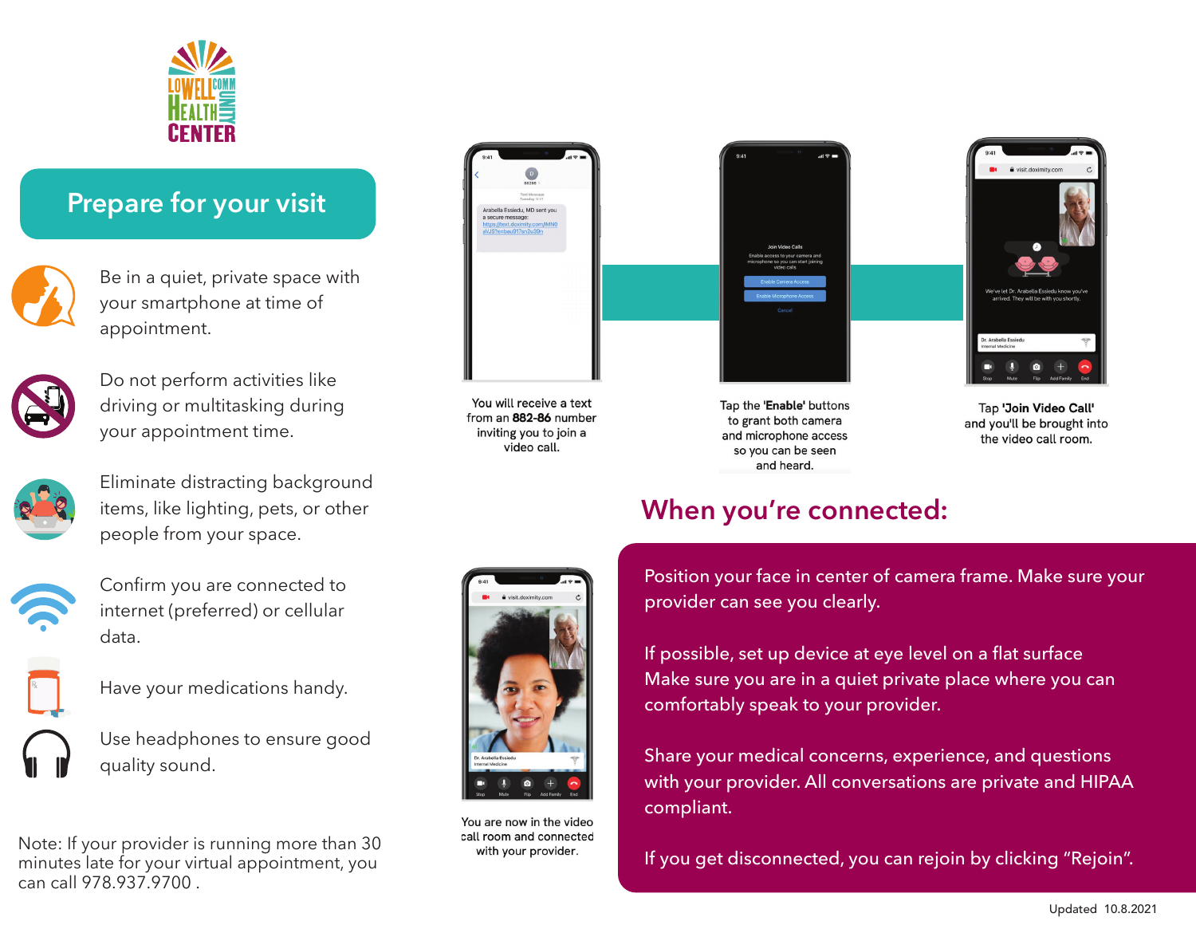LOWELL COMMUNITY HEALTH CENTER

## Prepare for your visit

- Be in a quiet, private space with your smartphone at time of appointment.
- Do not perform activities like driving or multitasking during your appointment time.
- Eliminate distracting background items, like lighting, pets, or other people from your space.
- Confirm you are connected to internet (preferred) or cellular data.
- Have your medications handy.
- Use headphones to ensure good quality sound.

Note: If your provider is running more than 30 minutes late for your virtual appointment, you can call 978.937.9700 .

You will receive a text from an **882-86** number inviting you to join a video call.

Tap the **'Enable'** buttons to grant both camera and microphone access so you can be seen and heard.

Tap **'Join Video Call'** and you'll be brought into the video call room.

You are now in the video call room and connected with your provider.

## When you're connected:

Position your face in center of camera frame. Make sure your provider can see you clearly.

If possible, set up device at eye level on a flat surface Make sure you are in a quiet private place where you can comfortably speak to your provider.

Share your medical concerns, experience, and questions with your provider. All conversations are private and HIPAA compliant.

If you get disconnected, you can rejoin by clicking "Rejoin".

Updated 10.8.2021